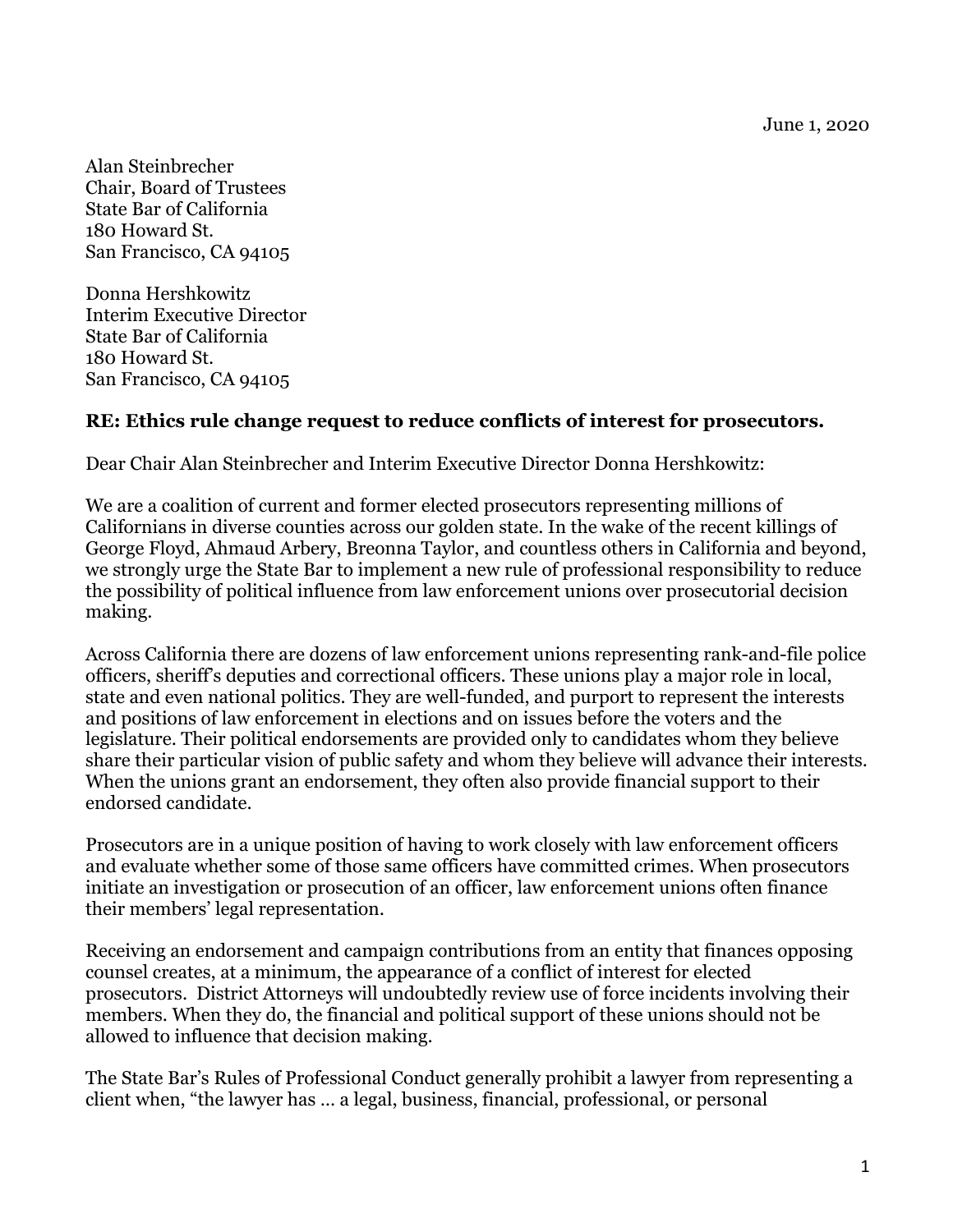June 1, 2020

Alan Steinbrecher
Chair, Board of Trustees
State Bar of California
180 Howard St.
San Francisco, CA 94105

Donna Hershkowitz
Interim Executive Director
State Bar of California
180 Howard St.
San Francisco, CA 94105

**RE: Ethics rule change request to reduce conflicts of interest for prosecutors.**

Dear Chair Alan Steinbrecher and Interim Executive Director Donna Hershkowitz:

We are a coalition of current and former elected prosecutors representing millions of Californians in diverse counties across our golden state. In the wake of the recent killings of George Floyd, Ahmaud Arbery, Breonna Taylor, and countless others in California and beyond, we strongly urge the State Bar to implement a new rule of professional responsibility to reduce the possibility of political influence from law enforcement unions over prosecutorial decision making.

Across California there are dozens of law enforcement unions representing rank-and-file police officers, sheriff's deputies and correctional officers. These unions play a major role in local, state and even national politics. They are well-funded, and purport to represent the interests and positions of law enforcement in elections and on issues before the voters and the legislature. Their political endorsements are provided only to candidates whom they believe share their particular vision of public safety and whom they believe will advance their interests. When the unions grant an endorsement, they often also provide financial support to their endorsed candidate.

Prosecutors are in a unique position of having to work closely with law enforcement officers and evaluate whether some of those same officers have committed crimes. When prosecutors initiate an investigation or prosecution of an officer, law enforcement unions often finance their members' legal representation.

Receiving an endorsement and campaign contributions from an entity that finances opposing counsel creates, at a minimum, the appearance of a conflict of interest for elected prosecutors. District Attorneys will undoubtedly review use of force incidents involving their members. When they do, the financial and political support of these unions should not be allowed to influence that decision making.

The State Bar's Rules of Professional Conduct generally prohibit a lawyer from representing a client when, "the lawyer has … a legal, business, financial, professional, or personal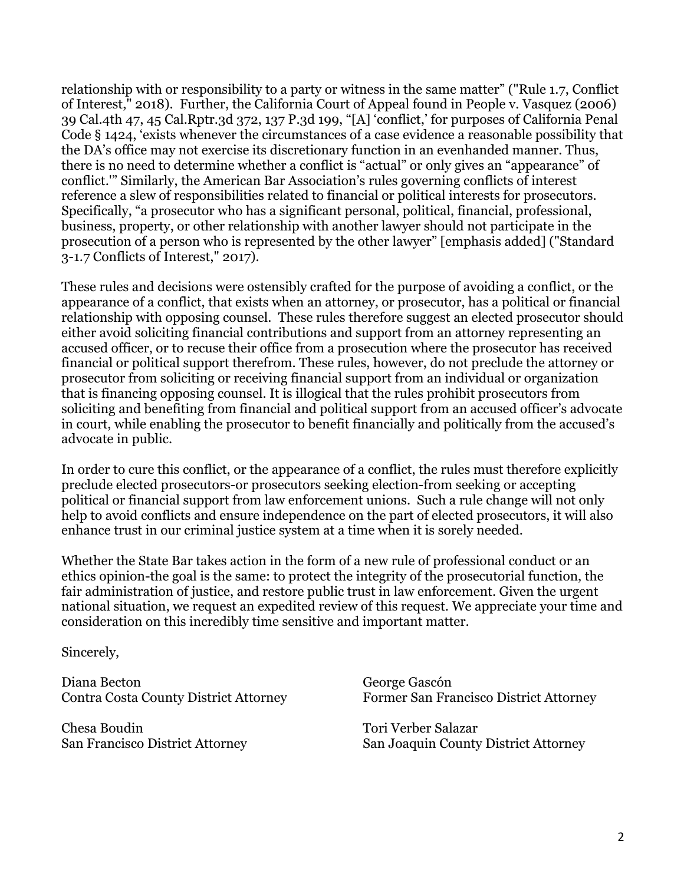relationship with or responsibility to a party or witness in the same matter" ("Rule 1.7, Conflict of Interest," 2018). Further, the California Court of Appeal found in People v. Vasquez (2006) 39 Cal.4th 47, 45 Cal.Rptr.3d 372, 137 P.3d 199, "[A] 'conflict,' for purposes of California Penal Code § 1424, 'exists whenever the circumstances of a case evidence a reasonable possibility that the DA's office may not exercise its discretionary function in an evenhanded manner. Thus, there is no need to determine whether a conflict is "actual" or only gives an "appearance" of conflict.'" Similarly, the American Bar Association's rules governing conflicts of interest reference a slew of responsibilities related to financial or political interests for prosecutors. Specifically, "a prosecutor who has a significant personal, political, financial, professional, business, property, or other relationship with another lawyer should not participate in the prosecution of a person who is represented by the other lawyer" [emphasis added] ("Standard 3-1.7 Conflicts of Interest," 2017).

These rules and decisions were ostensibly crafted for the purpose of avoiding a conflict, or the appearance of a conflict, that exists when an attorney, or prosecutor, has a political or financial relationship with opposing counsel. These rules therefore suggest an elected prosecutor should either avoid soliciting financial contributions and support from an attorney representing an accused officer, or to recuse their office from a prosecution where the prosecutor has received financial or political support therefrom. These rules, however, do not preclude the attorney or prosecutor from soliciting or receiving financial support from an individual or organization that is financing opposing counsel. It is illogical that the rules prohibit prosecutors from soliciting and benefiting from financial and political support from an accused officer's advocate in court, while enabling the prosecutor to benefit financially and politically from the accused's advocate in public.

In order to cure this conflict, or the appearance of a conflict, the rules must therefore explicitly preclude elected prosecutors-or prosecutors seeking election-from seeking or accepting political or financial support from law enforcement unions. Such a rule change will not only help to avoid conflicts and ensure independence on the part of elected prosecutors, it will also enhance trust in our criminal justice system at a time when it is sorely needed.

Whether the State Bar takes action in the form of a new rule of professional conduct or an ethics opinion-the goal is the same: to protect the integrity of the prosecutorial function, the fair administration of justice, and restore public trust in law enforcement. Given the urgent national situation, we request an expedited review of this request. We appreciate your time and consideration on this incredibly time sensitive and important matter.

Sincerely,

Diana Becton
Contra Costa County District Attorney

George Gascón
Former San Francisco District Attorney

Chesa Boudin
San Francisco District Attorney

Tori Verber Salazar
San Joaquin County District Attorney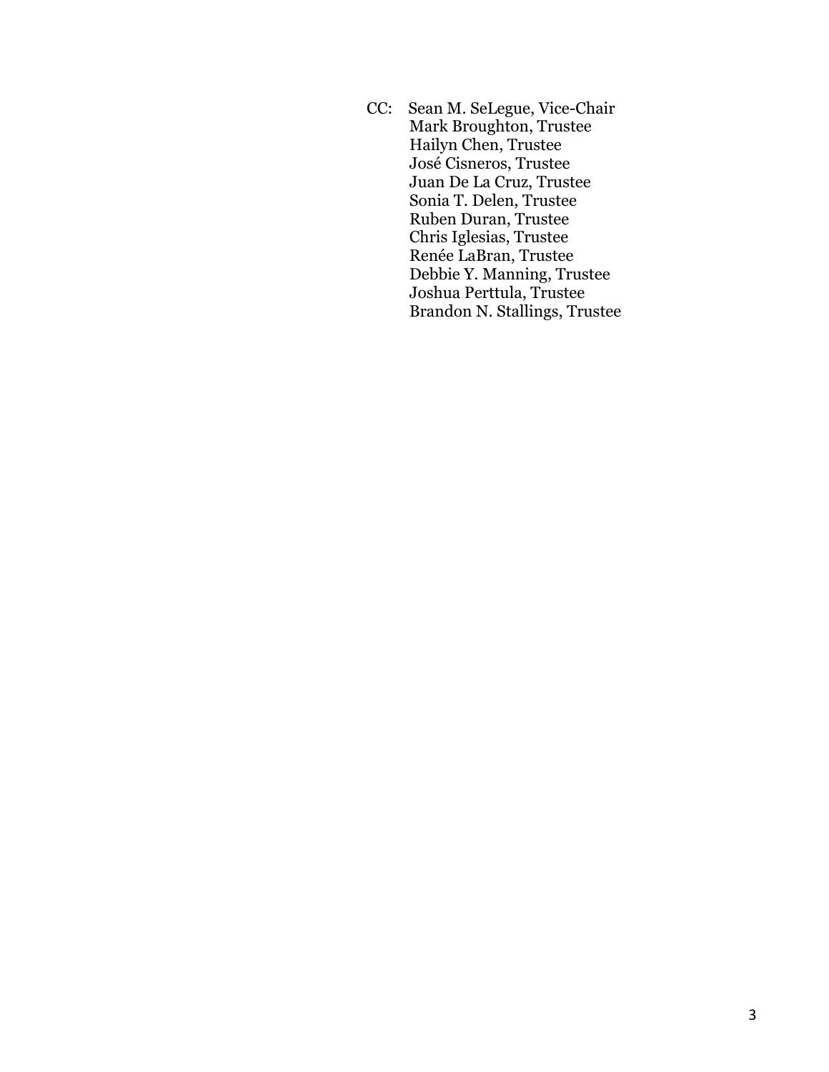CC: Sean M. SeLegue, Vice-Chair
Mark Broughton, Trustee
Hailyn Chen, Trustee
José Cisneros, Trustee
Juan De La Cruz, Trustee
Sonia T. Delen, Trustee
Ruben Duran, Trustee
Chris Iglesias, Trustee
Renée LaBran, Trustee
Debbie Y. Manning, Trustee
Joshua Perttula, Trustee
Brandon N. Stallings, Trustee